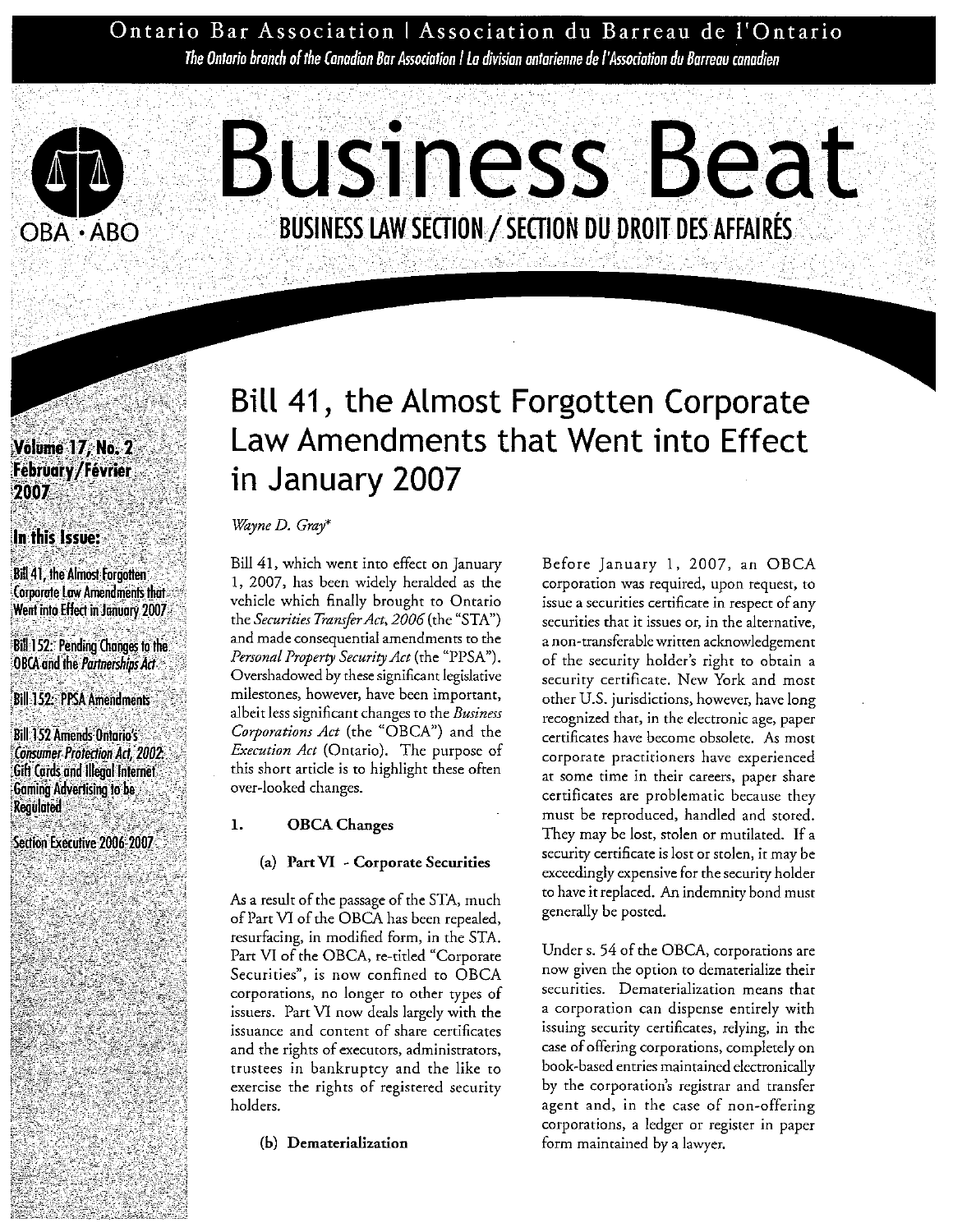Ontario Bar Association | Association du Barreau de l'Ontario

*The Ontario branch of the Canadian Bar Association | La division ontarienne de l'Association du Barreau canadien*

OBA • ABO

# Business Beat

**BUSINESS LAW SECTION / SECTION DU DROIT DES AFFAIRES**

Volume 17, No. 2
February/Février 2007

**In this Issue:**

- Bill 41, the Almost Forgotten Corporate Law Amendments that Went into Effect in January 2007
- Bill 152: Pending Changes to the OBCA and the *Partnerships Act*
- Bill 152: PPSA Amendments
- Bill 152 Amends Ontario's *Consumer Protection Act, 2002*: Gift Cards and Illegal Internet Gaming Advertising to be Regulated
- Section Executive 2006-2007

## Bill 41, the Almost Forgotten Corporate Law Amendments that Went into Effect in January 2007

*Wayne D. Gray**

Bill 41, which went into effect on January 1, 2007, has been widely heralded as the vehicle which finally brought to Ontario the *Securities Transfer Act, 2006* (the "STA") and made consequential amendments to the *Personal Property Security Act* (the "PPSA"). Overshadowed by these significant legislative milestones, however, have been important, albeit less significant changes to the *Business Corporations Act* (the "OBCA") and the *Execution Act* (Ontario). The purpose of this short article is to highlight these often over-looked changes.

### 1. OBCA Changes

#### (a) Part VI - Corporate Securities

As a result of the passage of the STA, much of Part VI of the OBCA has been repealed, resurfacing, in modified form, in the STA. Part VI of the OBCA, re-titled "Corporate Securities", is now confined to OBCA corporations, no longer to other types of issuers. Part VI now deals largely with the issuance and content of share certificates and the rights of executors, administrators, trustees in bankruptcy and the like to exercise the rights of registered security holders.

#### (b) Dematerialization

Before January 1, 2007, an OBCA corporation was required, upon request, to issue a securities certificate in respect of any securities that it issues or, in the alternative, a non-transferable written acknowledgement of the security holder's right to obtain a security certificate. New York and most other U.S. jurisdictions, however, have long recognized that, in the electronic age, paper certificates have become obsolete. As most corporate practitioners have experienced at some time in their careers, paper share certificates are problematic because they must be reproduced, handled and stored. They may be lost, stolen or mutilated. If a security certificate is lost or stolen, it may be exceedingly expensive for the security holder to have it replaced. An indemnity bond must generally be posted.

Under s. 54 of the OBCA, corporations are now given the option to dematerialize their securities. Dematerialization means that a corporation can dispense entirely with issuing security certificates, relying, in the case of offering corporations, completely on book-based entries maintained electronically by the corporation's registrar and transfer agent and, in the case of non-offering corporations, a ledger or register in paper form maintained by a lawyer.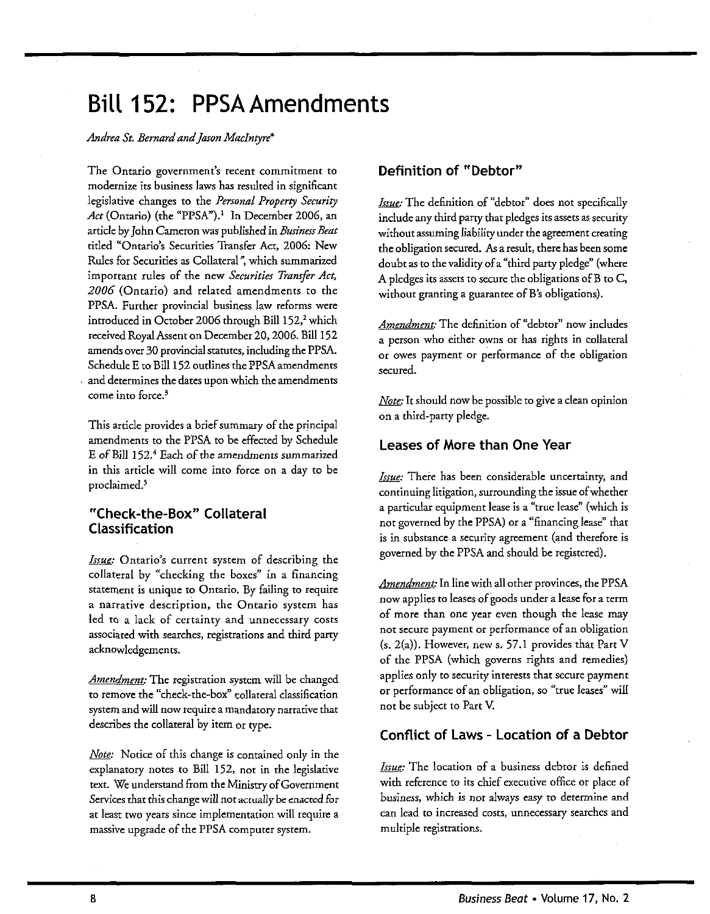# Bill 152: PPSA Amendments

*Andrea St. Bernard and Jason MacIntyre**

The Ontario government's recent commitment to modernize its business laws has resulted in significant legislative changes to the *Personal Property Security Act* (Ontario) (the "PPSA").[1] In December 2006, an article by John Cameron was published in *Business Beat* titled "Ontario's Securities Transfer Act, 2006: New Rules for Securities as Collateral", which summarized important rules of the new *Securities Transfer Act, 2006* (Ontario) and related amendments to the PPSA. Further provincial business law reforms were introduced in October 2006 through Bill 152,[2] which received Royal Assent on December 20, 2006. Bill 152 amends over 30 provincial statutes, including the PPSA. Schedule E to Bill 152 outlines the PPSA amendments and determines the dates upon which the amendments come into force.[3]

This article provides a brief summary of the principal amendments to the PPSA to be effected by Schedule E of Bill 152.[4] Each of the amendments summarized in this article will come into force on a day to be proclaimed.[5]

## "Check-the-Box" Collateral Classification

*Issue:* Ontario's current system of describing the collateral by "checking the boxes" in a financing statement is unique to Ontario. By failing to require a narrative description, the Ontario system has led to a lack of certainty and unnecessary costs associated with searches, registrations and third party acknowledgements.

*Amendment:* The registration system will be changed to remove the "check-the-box" collateral classification system and will now require a mandatory narrative that describes the collateral by item or type.

*Note:* Notice of this change is contained only in the explanatory notes to Bill 152, not in the legislative text. We understand from the Ministry of Government Services that this change will not actually be enacted for at least two years since implementation will require a massive upgrade of the PPSA computer system.

## Definition of "Debtor"

*Issue:* The definition of "debtor" does not specifically include any third party that pledges its assets as security without assuming liability under the agreement creating the obligation secured. As a result, there has been some doubt as to the validity of a "third party pledge" (where A pledges its assets to secure the obligations of B to C, without granting a guarantee of B's obligations).

*Amendment:* The definition of "debtor" now includes a person who either owns or has rights in collateral or owes payment or performance of the obligation secured.

*Note:* It should now be possible to give a clean opinion on a third-party pledge.

## Leases of More than One Year

*Issue:* There has been considerable uncertainty, and continuing litigation, surrounding the issue of whether a particular equipment lease is a "true lease" (which is not governed by the PPSA) or a "financing lease" that is in substance a security agreement (and therefore is governed by the PPSA and should be registered).

*Amendment:* In line with all other provinces, the PPSA now applies to leases of goods under a lease for a term of more than one year even though the lease may not secure payment or performance of an obligation (s. 2(a)). However, new s. 57.1 provides that Part V of the PPSA (which governs rights and remedies) applies only to security interests that secure payment or performance of an obligation, so "true leases" will not be subject to Part V.

## Conflict of Laws - Location of a Debtor

*Issue:* The location of a business debtor is defined with reference to its chief executive office or place of business, which is not always easy to determine and can lead to increased costs, unnecessary searches and multiple registrations.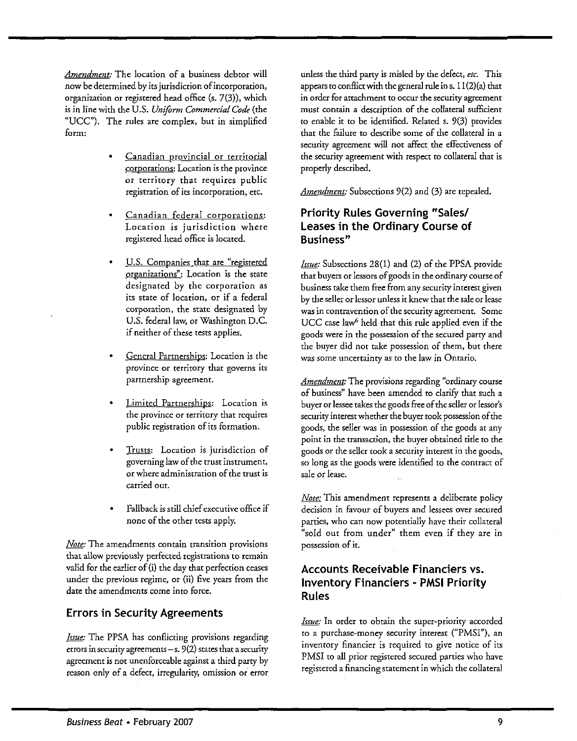*Amendment:* The location of a business debtor will now be determined by its jurisdiction of incorporation, organization or registered head office (s. 7(3)), which is in line with the U.S. *Uniform Commercial Code* (the "UCC"). The rules are complex, but in simplified form:

- Canadian provincial or territorial corporations: Location is the province or territory that requires public registration of its incorporation, etc.
- Canadian federal corporations: Location is jurisdiction where registered head office is located.
- U.S. Companies that are "registered organizations": Location is the state designated by the corporation as its state of location, or if a federal corporation, the state designated by U.S. federal law, or Washington D.C. if neither of these tests applies.
- General Partnerships: Location is the province or territory that governs its partnership agreement.
- Limited Partnerships: Location is the province or territory that requires public registration of its formation.
- Trusts: Location is jurisdiction of governing law of the trust instrument, or where administration of the trust is carried out.
- Fallback is still chief executive office if none of the other tests apply.

*Note:* The amendments contain transition provisions that allow previously perfected registrations to remain valid for the earlier of (i) the day that perfection ceases under the previous regime, or (ii) five years from the date the amendments come into force.

## Errors in Security Agreements

*Issue:* The PPSA has conflicting provisions regarding errors in security agreements – s. 9(2) states that a security agreement is not unenforceable against a third party by reason only of a defect, irregularity, omission or error unless the third party is misled by the defect, *etc.* This appears to conflict with the general rule in s. 11(2)(a) that in order for attachment to occur the security agreement must contain a description of the collateral sufficient to enable it to be identified. Related s. 9(3) provides that the failure to describe some of the collateral in a security agreement will not affect the effectiveness of the security agreement with respect to collateral that is properly described.

*Amendment:* Subsections 9(2) and (3) are repealed.

## Priority Rules Governing "Sales/Leases in the Ordinary Course of Business"

*Issue:* Subsections 28(1) and (2) of the PPSA provide that buyers or lessors of goods in the ordinary course of business take them free from any security interest given by the seller or lessor unless it knew that the sale or lease was in contravention of the security agreement. Some UCC case law[6] held that this rule applied even if the goods were in the possession of the secured party and the buyer did not take possession of them, but there was some uncertainty as to the law in Ontario.

*Amendment:* The provisions regarding "ordinary course of business" have been amended to clarify that such a buyer or lessee takes the goods free of the seller or lessor's security interest whether the buyer took possession of the goods, the seller was in possession of the goods at any point in the transaction, the buyer obtained title to the goods or the seller took a security interest in the goods, so long as the goods were identified to the contract of sale or lease.

*Note:* This amendment represents a deliberate policy decision in favour of buyers and lessees over secured parties, who can now potentially have their collateral "sold out from under" them even if they are in possession of it.

## Accounts Receivable Financiers vs. Inventory Financiers - PMSI Priority Rules

*Issue:* In order to obtain the super-priority accorded to a purchase-money security interest ("PMSI"), an inventory financier is required to give notice of its PMSI to all prior registered secured parties who have registered a financing statement in which the collateral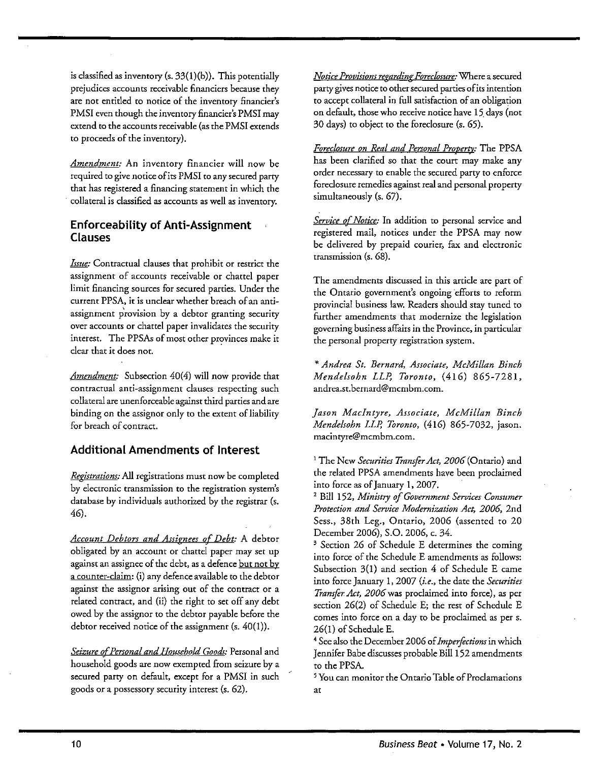is classified as inventory (s. 33(1)(b)). This potentially prejudices accounts receivable financiers because they are not entitled to notice of the inventory financier's PMSI even though the inventory financier's PMSI may extend to the accounts receivable (as the PMSI extends to proceeds of the inventory).

*Amendment:* An inventory financier will now be required to give notice of its PMSI to any secured party that has registered a financing statement in which the collateral is classified as accounts as well as inventory.

## Enforceability of Anti-Assignment Clauses

*Issue:* Contractual clauses that prohibit or restrict the assignment of accounts receivable or chattel paper limit financing sources for secured parties. Under the current PPSA, it is unclear whether breach of an anti-assignment provision by a debtor granting security over accounts or chattel paper invalidates the security interest. The PPSAs of most other provinces make it clear that it does not.

*Amendment:* Subsection 40(4) will now provide that contractual anti-assignment clauses respecting such collateral are unenforceable against third parties and are binding on the assignor only to the extent of liability for breach of contract.

## Additional Amendments of Interest

*Registrations:* All registrations must now be completed by electronic transmission to the registration system's database by individuals authorized by the registrar (s. 46).

*Account Debtors and Assignees of Debt:* A debtor obligated by an account or chattel paper may set up against an assignee of the debt, as a defence but not by a counter-claim: (i) any defence available to the debtor against the assignor arising out of the contract or a related contract, and (ii) the right to set off any debt owed by the assignor to the debtor payable before the debtor received notice of the assignment (s. 40(1)).

*Seizure of Personal and Household Goods:* Personal and household goods are now exempted from seizure by a secured party on default, except for a PMSI in such goods or a possessory security interest (s. 62).

*Notice Provisions regarding Foreclosure:* Where a secured party gives notice to other secured parties of its intention to accept collateral in full satisfaction of an obligation on default, those who receive notice have 15 days (not 30 days) to object to the foreclosure (s. 65).

*Foreclosure on Real and Personal Property:* The PPSA has been clarified so that the court may make any order necessary to enable the secured party to enforce foreclosure remedies against real and personal property simultaneously (s. 67).

*Service of Notice:* In addition to personal service and registered mail, notices under the PPSA may now be delivered by prepaid courier, fax and electronic transmission (s. 68).

The amendments discussed in this article are part of the Ontario government's ongoing efforts to reform provincial business law. Readers should stay tuned to further amendments that modernize the legislation governing business affairs in the Province, in particular the personal property registration system.

\* *Andrea St. Bernard, Associate, McMillan Binch Mendelsohn LLP, Toronto,* (416) 865-7281, andrea.st.bernard@mcmbm.com.

*Jason MacIntyre, Associate, McMillan Binch Mendelsohn LLP, Toronto,* (416) 865-7032, jason.macintyre@mcmbm.com.

[1] The New *Securities Transfer Act, 2006* (Ontario) and the related PPSA amendments have been proclaimed into force as of January 1, 2007.

[2] Bill 152, *Ministry of Government Services Consumer Protection and Service Modernization Act, 2006*, 2nd Sess., 38th Leg., Ontario, 2006 (assented to 20 December 2006), S.O. 2006, c. 34.

[3] Section 26 of Schedule E determines the coming into force of the Schedule E amendments as follows: Subsection 3(1) and section 4 of Schedule E came into force January 1, 2007 (*i.e.*, the date the *Securities Transfer Act, 2006* was proclaimed into force), as per section 26(2) of Schedule E; the rest of Schedule E comes into force on a day to be proclaimed as per s. 26(1) of Schedule E.

[4] See also the December 2006 of *Imperfections* in which Jennifer Babe discusses probable Bill 152 amendments to the PPSA.

[5] You can monitor the Ontario Table of Proclamations at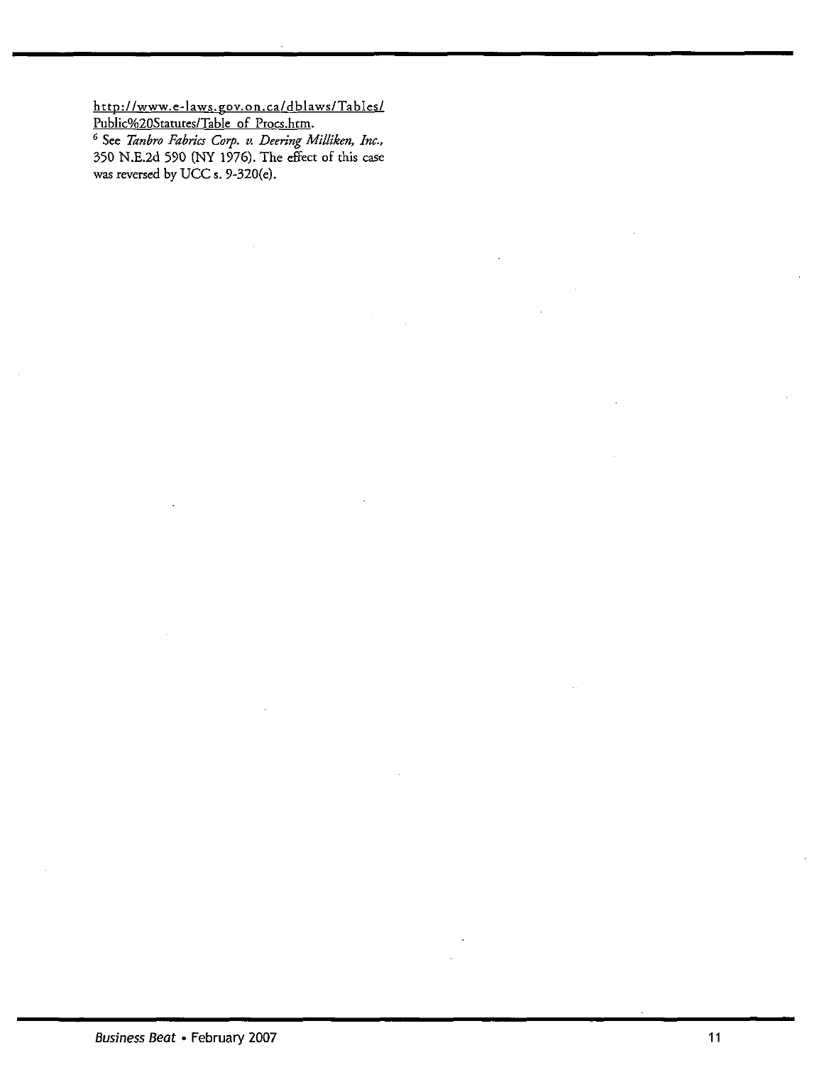http://www.e-laws.gov.on.ca/dblaws/Tables/Public%20Statutes/Table_of_Procs.htm.

[6] See *Tanbro Fabrics Corp. v. Deering Milliken, Inc.*, 350 N.E.2d 590 (NY 1976). The effect of this case was reversed by UCC s. 9-320(e).